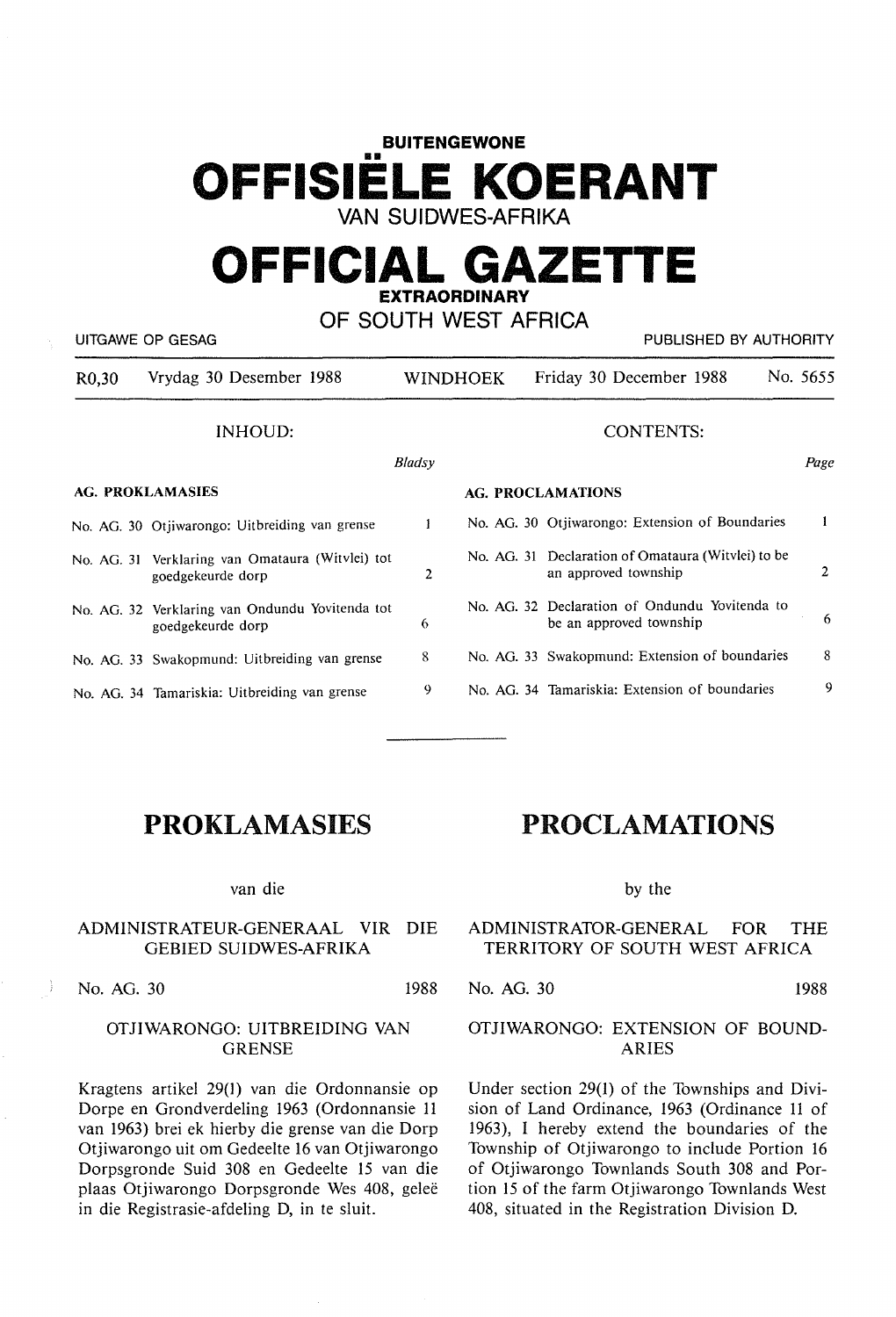**BUITENGEWONE**

# OFFISIËLE KOERANT

VAN SUIDWES-AFRIKA

# OFFICIAL GAZETTE

**EXTRAORDINARY**

OF SOUTH WEST AFRICA

UITGAWE OP GESAG — PUBLISHED BY AUTHORITY

R0,30 Vrydag 30 Desember 1988 WINDHOEK Friday 30 December 1988 No. 5655

## INHOUD:

| | | *Bladsy* |
|---|---|---|
| **AG. PROKLAMASIES** | | |
| No. AG. 30 | Otjiwarongo: Uitbreiding van grense | 1 |
| No. AG. 31 | Verklaring van Omataura (Witvlei) tot goedgekeurde dorp | 2 |
| No. AG. 32 | Verklaring van Ondundu Yovitenda tot goedgekeurde dorp | 6 |
| No. AG. 33 | Swakopmund: Uitbreiding van grense | 8 |
| No. AG. 34 | Tamariskia: Uitbreiding van grense | 9 |

## CONTENTS:

| | | *Page* |
|---|---|---|
| **AG. PROCLAMATIONS** | | |
| No. AG. 30 | Otjiwarongo: Extension of Boundaries | 1 |
| No. AG. 31 | Declaration of Omataura (Witvlei) to be an approved township | 2 |
| No. AG. 32 | Declaration of Ondundu Yovitenda to be an approved township | 6 |
| No. AG. 33 | Swakopmund: Extension of boundaries | 8 |
| No. AG. 34 | Tamariskia: Extension of boundaries | 9 |

# PROKLAMASIES

van die

ADMINISTRATEUR-GENERAAL VIR DIE GEBIED SUIDWES-AFRIKA

No. AG. 30 1988

### OTJIWARONGO: UITBREIDING VAN GRENSE

Kragtens artikel 29(1) van die Ordonnansie op Dorpe en Grondverdeling 1963 (Ordonnansie 11 van 1963) brei ek hierby die grense van die Dorp Otjiwarongo uit om Gedeelte 16 van Otjiwarongo Dorpsgronde Suid 308 en Gedeelte 15 van die plaas Otjiwarongo Dorpsgronde Wes 408, geleë in die Registrasie-afdeling D, in te sluit.

# PROCLAMATIONS

by the

ADMINISTRATOR-GENERAL FOR THE TERRITORY OF SOUTH WEST AFRICA

No. AG. 30 1988

### OTJIWARONGO: EXTENSION OF BOUNDARIES

Under section 29(1) of the Townships and Division of Land Ordinance, 1963 (Ordinance 11 of 1963), I hereby extend the boundaries of the Township of Otjiwarongo to include Portion 16 of Otjiwarongo Townlands South 308 and Portion 15 of the farm Otjiwarongo Townlands West 408, situated in the Registration Division D.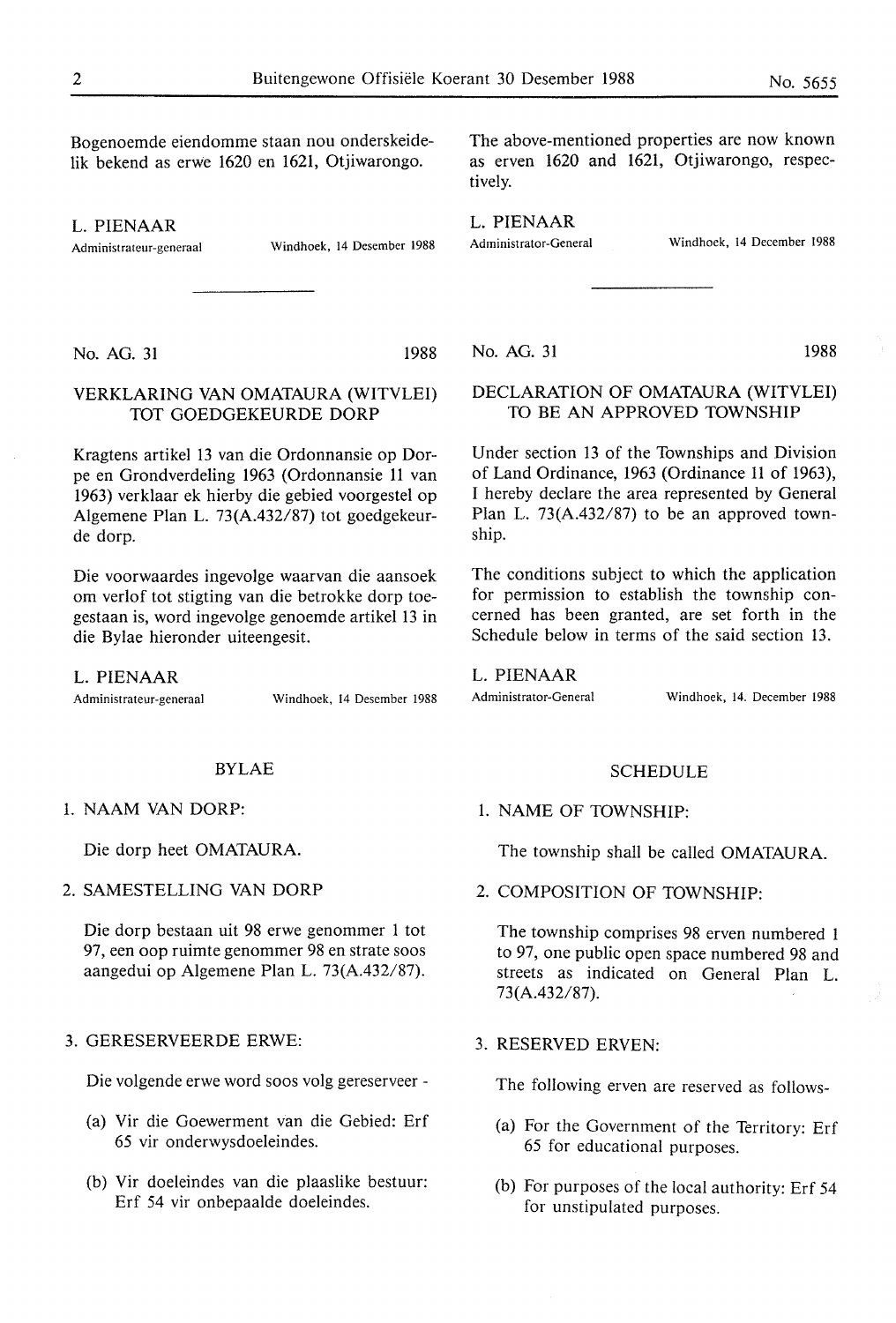Bogenoemde eiendomme staan nou onderskeidelik bekend as erwe 1620 en 1621, Otjiwarongo.

L. PIENAAR
Administrateur-generaal — Windhoek, 14 Desember 1988

---

**No. AG. 31 — 1988**

## VERKLARING VAN OMATAURA (WITVLEI) TOT GOEDGEKEURDE DORP

Kragtens artikel 13 van die Ordonnansie op Dorpe en Grondverdeling 1963 (Ordonnansie 11 van 1963) verklaar ek hierby die gebied voorgestel op Algemene Plan L. 73(A.432/87) tot goedgekeurde dorp.

Die voorwaardes ingevolge waarvan die aansoek om verlof tot stigting van die betrokke dorp toegestaan is, word ingevolge genoemde artikel 13 in die Bylae hieronder uiteengesit.

L. PIENAAR
Administrateur-generaal — Windhoek, 14 Desember 1988

### BYLAE

1. NAAM VAN DORP:

   Die dorp heet OMATAURA.

2. SAMESTELLING VAN DORP

   Die dorp bestaan uit 98 erwe genommer 1 tot 97, een oop ruimte genommer 98 en strate soos aangedui op Algemene Plan L. 73(A.432/87).

3. GERESERVEERDE ERWE:

   Die volgende erwe word soos volg gereserveer -

   (a) Vir die Goewerment van die Gebied: Erf 65 vir onderwysdoeleindes.

   (b) Vir doeleindes van die plaaslike bestuur: Erf 54 vir onbepaalde doeleindes.

---

The above-mentioned properties are now known as erven 1620 and 1621, Otjiwarongo, respectively.

L. PIENAAR
Administrator-General — Windhoek, 14 December 1988

---

**No. AG. 31 — 1988**

## DECLARATION OF OMATAURA (WITVLEI) TO BE AN APPROVED TOWNSHIP

Under section 13 of the Townships and Division of Land Ordinance, 1963 (Ordinance 11 of 1963), I hereby declare the area represented by General Plan L. 73(A.432/87) to be an approved township.

The conditions subject to which the application for permission to establish the township concerned has been granted, are set forth in the Schedule below in terms of the said section 13.

L. PIENAAR
Administrator-General — Windhoek, 14. December 1988

### SCHEDULE

1. NAME OF TOWNSHIP:

   The township shall be called OMATAURA.

2. COMPOSITION OF TOWNSHIP:

   The township comprises 98 erven numbered 1 to 97, one public open space numbered 98 and streets as indicated on General Plan L. 73(A.432/87).

3. RESERVED ERVEN:

   The following erven are reserved as follows-

   (a) For the Government of the Territory: Erf 65 for educational purposes.

   (b) For purposes of the local authority: Erf 54 for unstipulated purposes.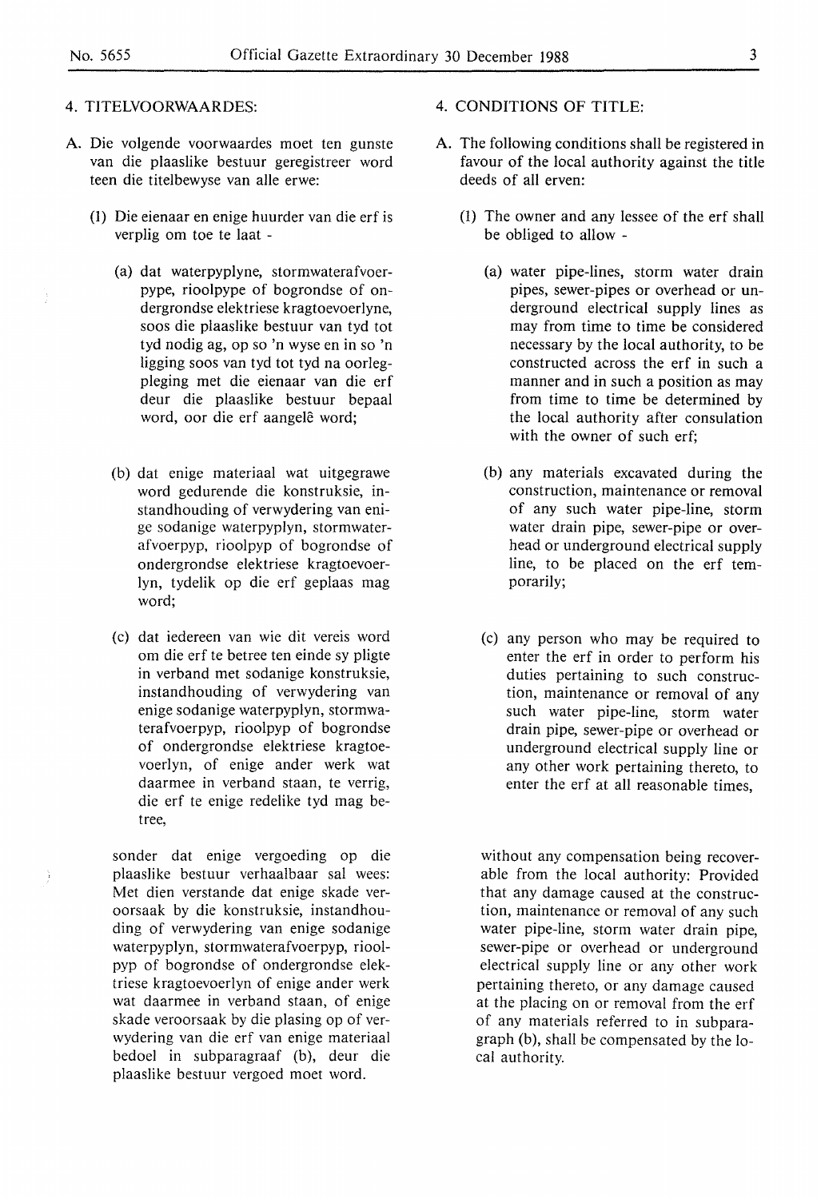## 4. TITELVOORWAARDES:

A. Die volgende voorwaardes moet ten gunste van die plaaslike bestuur geregistreer word teen die titelbewyse van alle erwe:

(1) Die eienaar en enige huurder van die erf is verplig om toe te laat -

(a) dat waterpyplyne, stormwaterafvoerpype, rioolpype of bogrondse of ondergrondse elektriese kragtoevoerlyne, soos die plaaslike bestuur van tyd tot tyd nodig ag, op so 'n wyse en in so 'n ligging soos van tyd tot tyd na oorlegpleging met die eienaar van die erf deur die plaaslike bestuur bepaal word, oor die erf aangelê word;

(b) dat enige materiaal wat uitgegrawe word gedurende die konstruksie, instandhouding of verwydering van enige sodanige waterpyplyn, stormwaterafvoerpyp, rioolpyp of bogrondse of ondergrondse elektriese kragtoevoerlyn, tydelik op die erf geplaas mag word;

(c) dat iedereen van wie dit vereis word om die erf te betree ten einde sy pligte in verband met sodanige konstruksie, instandhouding of verwydering van enige sodanige waterpyplyn, stormwaterafvoerpyp, rioolpyp of bogrondse of ondergrondse elektriese kragtoevoerlyn, of enige ander werk wat daarmee in verband staan, te verrig, die erf te enige redelike tyd mag betree,

sonder dat enige vergoeding op die plaaslike bestuur verhaalbaar sal wees: Met dien verstande dat enige skade veroorsaak by die konstruksie, instandhouding of verwydering van enige sodanige waterpyplyn, stormwaterafvoerpyp, rioolpyp of bogrondse of ondergrondse elektriese kragtoevoerlyn of enige ander werk wat daarmee in verband staan, of enige skade veroorsaak by die plasing op of verwydering van die erf van enige materiaal bedoel in subparagraaf (b), deur die plaaslike bestuur vergoed moet word.

## 4. CONDITIONS OF TITLE:

A. The following conditions shall be registered in favour of the local authority against the title deeds of all erven:

(1) The owner and any lessee of the erf shall be obliged to allow -

(a) water pipe-lines, storm water drain pipes, sewer-pipes or overhead or underground electrical supply lines as may from time to time be considered necessary by the local authority, to be constructed across the erf in such a manner and in such a position as may from time to time be determined by the local authority after consulation with the owner of such erf;

(b) any materials excavated during the construction, maintenance or removal of any such water pipe-line, storm water drain pipe, sewer-pipe or overhead or underground electrical supply line, to be placed on the erf temporarily;

(c) any person who may be required to enter the erf in order to perform his duties pertaining to such construction, maintenance or removal of any such water pipe-line, storm water drain pipe, sewer-pipe or overhead or underground electrical supply line or any other work pertaining thereto, to enter the erf at all reasonable times,

without any compensation being recoverable from the local authority: Provided that any damage caused at the construction, maintenance or removal of any such water pipe-line, storm water drain pipe, sewer-pipe or overhead or underground electrical supply line or any other work pertaining thereto, or any damage caused at the placing on or removal from the erf of any materials referred to in subparagraph (b), shall be compensated by the local authority.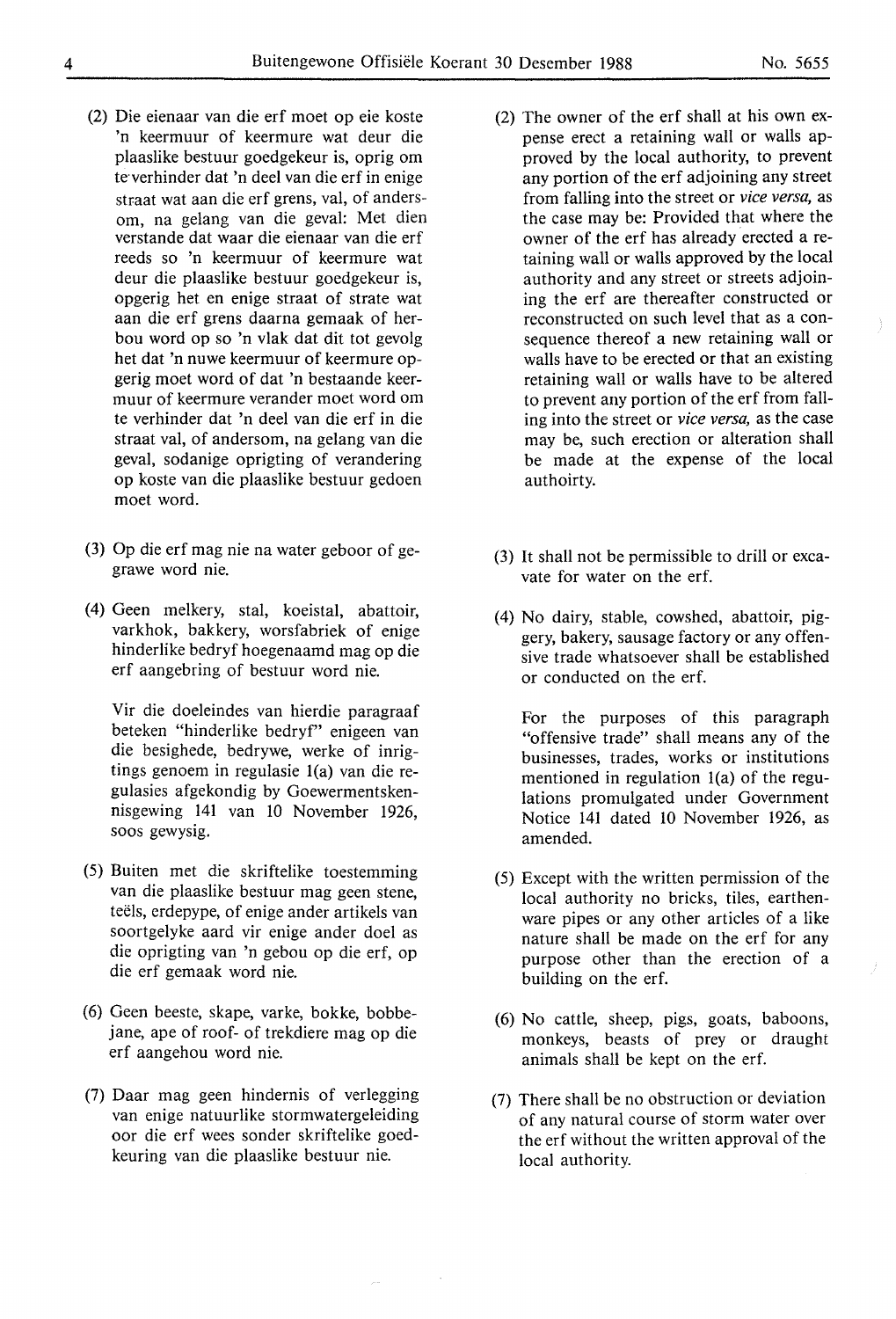(2) Die eienaar van die erf moet op eie koste 'n keermuur of keermure wat deur die plaaslike bestuur goedgekeur is, oprig om te verhinder dat 'n deel van die erf in enige straat wat aan die erf grens, val, of andersom, na gelang van die geval: Met dien verstande dat waar die eienaar van die erf reeds so 'n keermuur of keermure wat deur die plaaslike bestuur goedgekeur is, opgerig het en enige straat of strate wat aan die erf grens daarna gemaak of herbou word op so 'n vlak dat dit tot gevolg het dat 'n nuwe keermuur of keermure opgerig moet word of dat 'n bestaande keermuur of keermure verander moet word om te verhinder dat 'n deel van die erf in die straat val, of andersom, na gelang van die geval, sodanige oprigting of verandering op koste van die plaaslike bestuur gedoen moet word.

(3) Op die erf mag nie na water geboor of gegrawe word nie.

(4) Geen melkery, stal, koeistal, abattoir, varkhok, bakkery, worsfabriek of enige hinderlike bedryf hoegenaamd mag op die erf aangebring of bestuur word nie.

Vir die doeleindes van hierdie paragraaf beteken "hinderlike bedryf" enigeen van die besighede, bedrywe, werke of inrigtings genoem in regulasie 1(a) van die regulasies afgekondig by Goewermentskennisgewing 141 van 10 November 1926, soos gewysig.

(5) Buiten met die skriftelike toestemming van die plaaslike bestuur mag geen stene, teëls, erdepype, of enige ander artikels van soortgelyke aard vir enige ander doel as die oprigting van 'n gebou op die erf, op die erf gemaak word nie.

(6) Geen beeste, skape, varke, bokke, bobbejane, ape of roof- of trekdiere mag op die erf aangehou word nie.

(7) Daar mag geen hindernis of verlegging van enige natuurlike stormwatergeleiding oor die erf wees sonder skriftelike goedkeuring van die plaaslike bestuur nie.

(2) The owner of the erf shall at his own expense erect a retaining wall or walls approved by the local authority, to prevent any portion of the erf adjoining any street from falling into the street or *vice versa,* as the case may be: Provided that where the owner of the erf has already erected a retaining wall or walls approved by the local authority and any street or streets adjoining the erf are thereafter constructed or reconstructed on such level that as a consequence thereof a new retaining wall or walls have to be erected or that an existing retaining wall or walls have to be altered to prevent any portion of the erf from falling into the street or *vice versa,* as the case may be, such erection or alteration shall be made at the expense of the local authoirty.

(3) It shall not be permissible to drill or excavate for water on the erf.

(4) No dairy, stable, cowshed, abattoir, piggery, bakery, sausage factory or any offensive trade whatsoever shall be established or conducted on the erf.

For the purposes of this paragraph "offensive trade" shall means any of the businesses, trades, works or institutions mentioned in regulation 1(a) of the regulations promulgated under Government Notice 141 dated 10 November 1926, as amended.

(5) Except with the written permission of the local authority no bricks, tiles, earthenware pipes or any other articles of a like nature shall be made on the erf for any purpose other than the erection of a building on the erf.

(6) No cattle, sheep, pigs, goats, baboons, monkeys, beasts of prey or draught animals shall be kept on the erf.

(7) There shall be no obstruction or deviation of any natural course of storm water over the erf without the written approval of the local authority.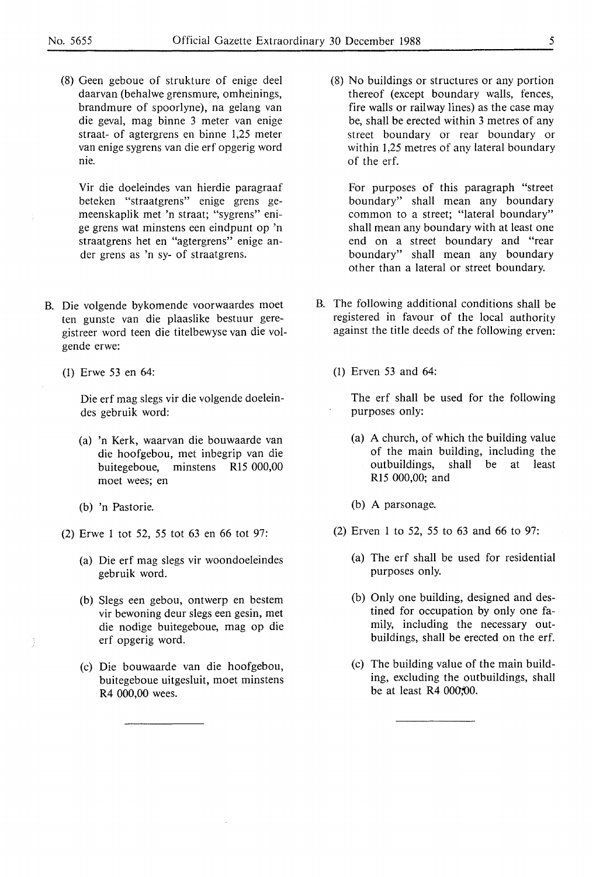(8) Geen geboue of strukture of enige deel daarvan (behalwe grensmure, omheinings, brandmure of spoorlyne), na gelang van die geval, mag binne 3 meter van enige straat- of agtergrens en binne 1,25 meter van enige sygrens van die erf opgerig word nie.

Vir die doeleindes van hierdie paragraaf beteken "straatgrens" enige grens gemeenskaplik met 'n straat; "sygrens" enige grens wat minstens een eindpunt op 'n straatgrens het en "agtergrens" enige ander grens as 'n sy- of straatgrens.

B. Die volgende bykomende voorwaardes moet ten gunste van die plaaslike bestuur geregistreer word teen die titelbewyse van die volgende erwe:

(1) Erwe 53 en 64:

Die erf mag slegs vir die volgende doeleindes gebruik word:

(a) 'n Kerk, waarvan die bouwaarde van die hoofgebou, met inbegrip van die buitegeboue, minstens R15 000,00 moet wees; en

(b) 'n Pastorie.

(2) Erwe 1 tot 52, 55 tot 63 en 66 tot 97:

(a) Die erf mag slegs vir woondoeleindes gebruik word.

(b) Slegs een gebou, ontwerp en bestem vir bewoning deur slegs een gesin, met die nodige buitegeboue, mag op die erf opgerig word.

(c) Die bouwaarde van die hoofgebou, buitegeboue uitgesluit, moet minstens R4 000,00 wees.

---

(8) No buildings or structures or any portion thereof (except boundary walls, fences, fire walls or railway lines) as the case may be, shall be erected within 3 metres of any street boundary or rear boundary or within 1,25 metres of any lateral boundary of the erf.

For purposes of this paragraph "street boundary" shall mean any boundary common to a street; "lateral boundary" shall mean any boundary with at least one end on a street boundary and "rear boundary" shall mean any boundary other than a lateral or street boundary.

B. The following additional conditions shall be registered in favour of the local authority against the title deeds of the following erven:

(1) Erven 53 and 64:

The erf shall be used for the following purposes only:

(a) A church, of which the building value of the main building, including the outbuildings, shall be at least R15 000,00; and

(b) A parsonage.

(2) Erven 1 to 52, 55 to 63 and 66 to 97:

(a) The erf shall be used for residential purposes only.

(b) Only one building, designed and destined for occupation by only one family, including the necessary outbuildings, shall be erected on the erf.

(c) The building value of the main building, excluding the outbuildings, shall be at least R4 000,00.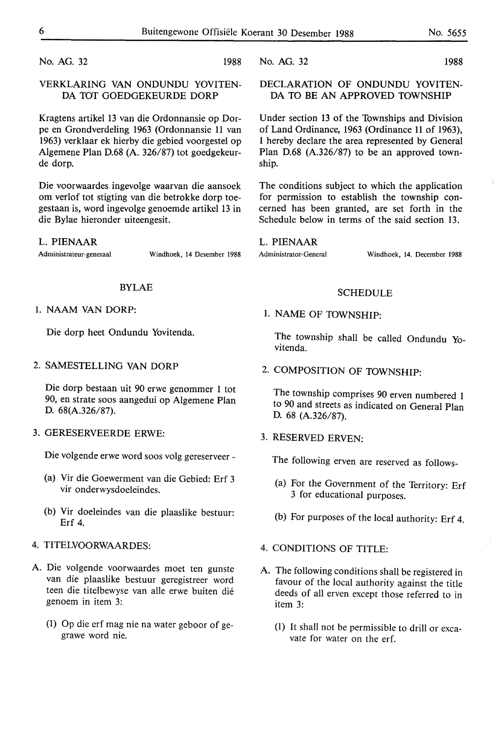No. AG. 32 1988

## VERKLARING VAN ONDUNDU YOVITENDA TOT GOEDGEKEURDE DORP

Kragtens artikel 13 van die Ordonnansie op Dorpe en Grondverdeling 1963 (Ordonnansie 11 van 1963) verklaar ek hierby die gebied voorgestel op Algemene Plan D.68 (A. 326/87) tot goedgekeurde dorp.

Die voorwaardes ingevolge waarvan die aansoek om verlof tot stigting van die betrokke dorp toegestaan is, word ingevolge genoemde artikel 13 in die Bylae hieronder uiteengesit.

L. PIENAAR
Administrateur-generaal
Windhoek, 14 Desember 1988

### BYLAE

1. NAAM VAN DORP:

   Die dorp heet Ondundu Yovitenda.

2. SAMESTELLING VAN DORP

   Die dorp bestaan uit 90 erwe genommer 1 tot 90, en strate soos aangedui op Algemene Plan D. 68(A.326/87).

3. GERESERVEERDE ERWE:

   Die volgende erwe word soos volg gereserveer -

   (a) Vir die Goewerment van die Gebied: Erf 3 vir onderwysdoeleindes.

   (b) Vir doeleindes van die plaaslike bestuur: Erf 4.

4. TITELVOORWAARDES:

A. Die volgende voorwaardes moet ten gunste van die plaaslike bestuur geregistreer word teen die titelbewyse van alle erwe buiten dié genoem in item 3:

   (1) Op die erf mag nie na water geboor of gegrawe word nie.

No. AG. 32 1988

## DECLARATION OF ONDUNDU YOVITENDA TO BE AN APPROVED TOWNSHIP

Under section 13 of the Townships and Division of Land Ordinance, 1963 (Ordinance 11 of 1963), I hereby declare the area represented by General Plan D.68 (A.326/87) to be an approved township.

The conditions subject to which the application for permission to establish the township concerned has been granted, are set forth in the Schedule below in terms of the said section 13.

L. PIENAAR
Administrator-General
Windhoek, 14. December 1988

### SCHEDULE

1. NAME OF TOWNSHIP:

   The township shall be called Ondundu Yovitenda.

2. COMPOSITION OF TOWNSHIP:

   The township comprises 90 erven numbered 1 to 90 and streets as indicated on General Plan D. 68 (A.326/87).

3. RESERVED ERVEN:

   The following erven are reserved as follows-

   (a) For the Government of the Territory: Erf 3 for educational purposes.

   (b) For purposes of the local authority: Erf 4.

4. CONDITIONS OF TITLE:

A. The following conditions shall be registered in favour of the local authority against the title deeds of all erven except those referred to in item 3:

   (1) It shall not be permissible to drill or excavate for water on the erf.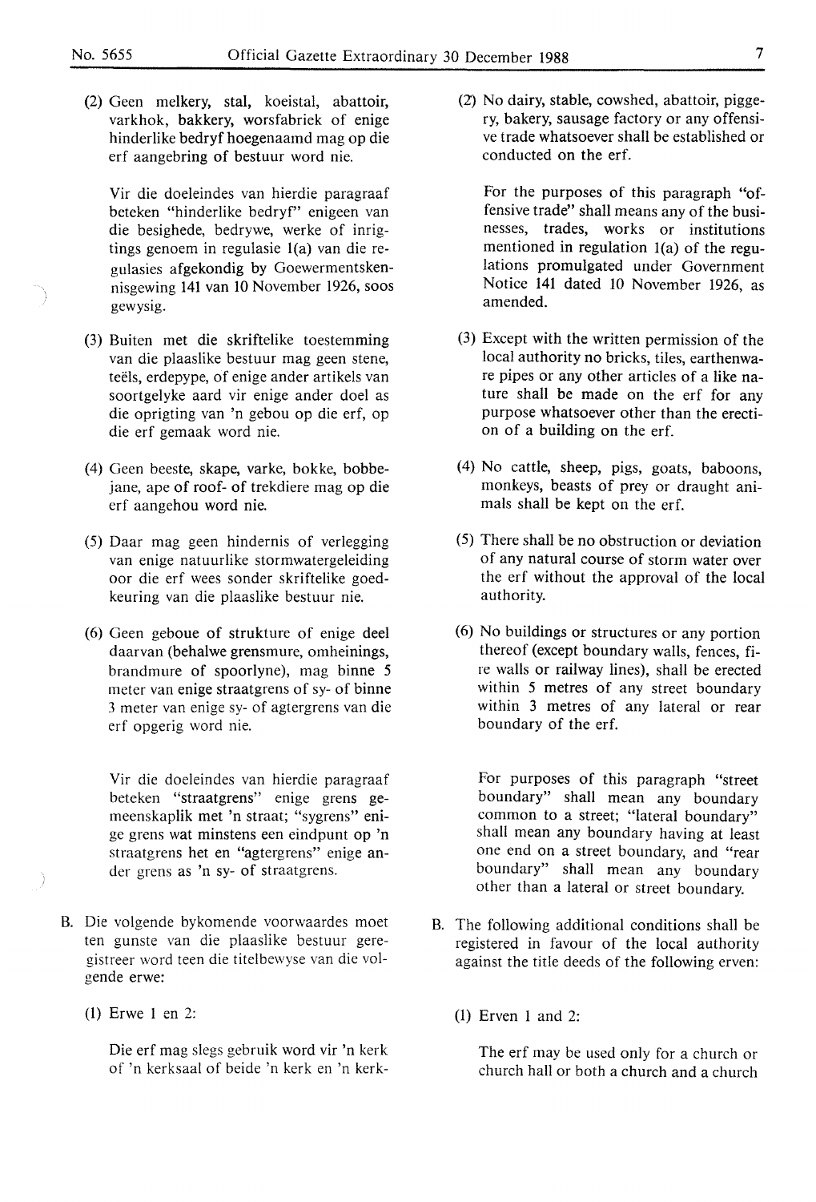(2) Geen melkery, stal, koeistal, abattoir, varkhok, bakkery, worsfabriek of enige hinderlike bedryf hoegenaamd mag op die erf aangebring of bestuur word nie.

Vir die doeleindes van hierdie paragraaf beteken "hinderlike bedryf" enigeen van die besighede, bedrywe, werke of inrigtings genoem in regulasie 1(a) van die regulasies afgekondig by Goewermentskennisgewing 141 van 10 November 1926, soos gewysig.

(3) Buiten met die skriftelike toestemming van die plaaslike bestuur mag geen stene, teëls, erdepype, of enige ander artikels van soortgelyke aard vir enige ander doel as die oprigting van 'n gebou op die erf, op die erf gemaak word nie.

(4) Geen beeste, skape, varke, bokke, bobbejane, ape of roof- of trekdiere mag op die erf aangehou word nie.

(5) Daar mag geen hindernis of verlegging van enige natuurlike stormwatergeleiding oor die erf wees sonder skriftelike goedkeuring van die plaaslike bestuur nie.

(6) Geen geboue of strukture of enige deel daarvan (behalwe grensmure, omheinings, brandmure of spoorlyne), mag binne 5 meter van enige straatgrens of sy- of binne 3 meter van enige sy- of agtergrens van die erf opgerig word nie.

Vir die doeleindes van hierdie paragraaf beteken "straatgrens" enige grens gemeenskaplik met 'n straat; "sygrens" enige grens wat minstens een eindpunt op 'n straatgrens het en "agtergrens" enige ander grens as 'n sy- of straatgrens.

B. Die volgende bykomende voorwaardes moet ten gunste van die plaaslike bestuur geregistreer word teen die titelbewyse van die volgende erwe:

(1) Erwe 1 en 2:

Die erf mag slegs gebruik word vir 'n kerk of 'n kerksaal of beide 'n kerk en 'n kerk-

(2) No dairy, stable, cowshed, abattoir, piggery, bakery, sausage factory or any offensive trade whatsoever shall be established or conducted on the erf.

For the purposes of this paragraph "offensive trade" shall means any of the businesses, trades, works or institutions mentioned in regulation 1(a) of the regulations promulgated under Government Notice 141 dated 10 November 1926, as amended.

(3) Except with the written permission of the local authority no bricks, tiles, earthenware pipes or any other articles of a like nature shall be made on the erf for any purpose whatsoever other than the erection of a building on the erf.

(4) No cattle, sheep, pigs, goats, baboons, monkeys, beasts of prey or draught animals shall be kept on the erf.

(5) There shall be no obstruction or deviation of any natural course of storm water over the erf without the approval of the local authority.

(6) No buildings or structures or any portion thereof (except boundary walls, fences, fire walls or railway lines), shall be erected within 5 metres of any street boundary within 3 metres of any lateral or rear boundary of the erf.

For purposes of this paragraph "street boundary" shall mean any boundary common to a street; "lateral boundary" shall mean any boundary having at least one end on a street boundary, and "rear boundary" shall mean any boundary other than a lateral or street boundary.

B. The following additional conditions shall be registered in favour of the local authority against the title deeds of the following erven:

(1) Erven 1 and 2:

The erf may be used only for a church or church hall or both a church and a church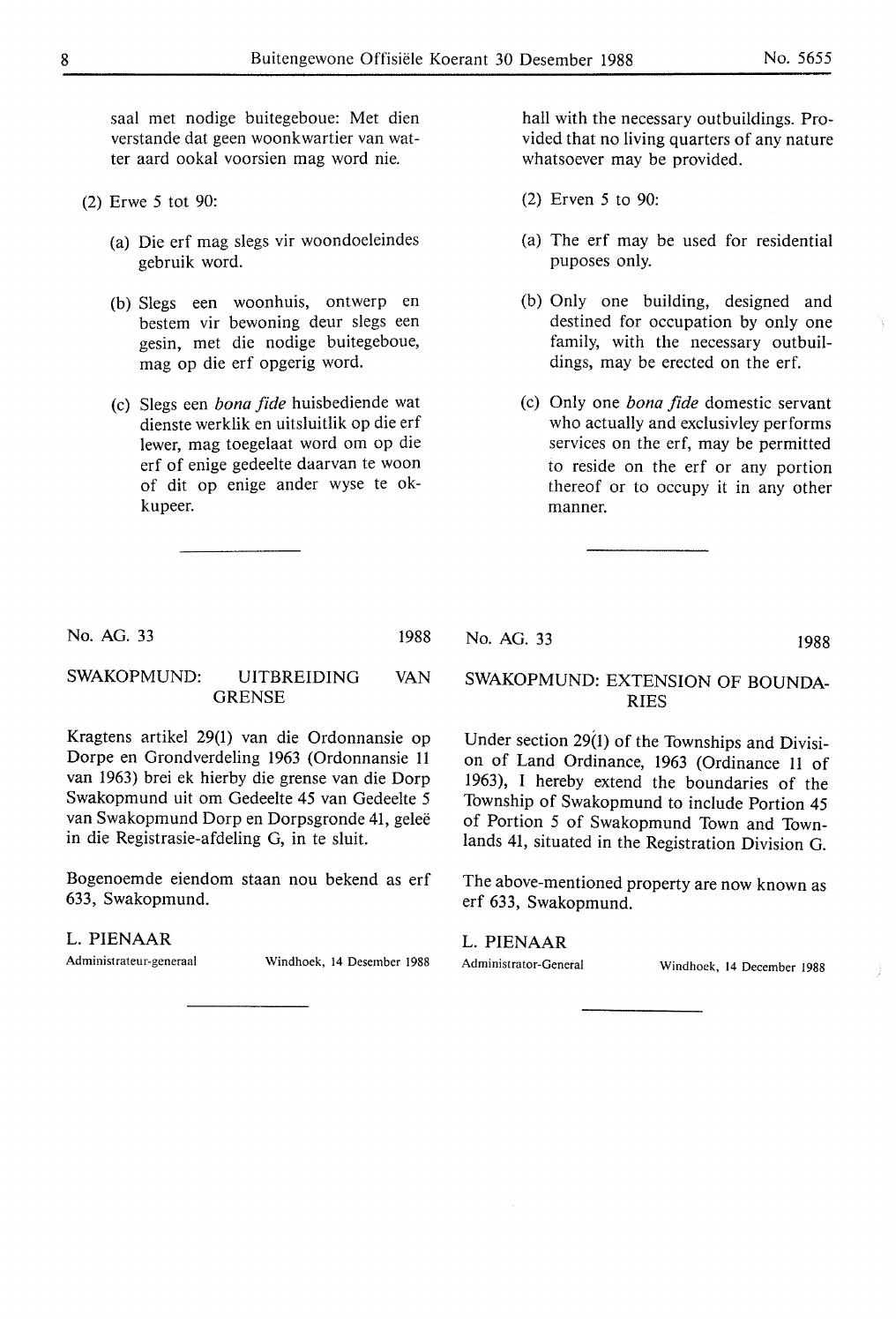saal met nodige buitegeboue: Met dien verstande dat geen woonkwartier van watter aard ookal voorsien mag word nie.

(2) Erwe 5 tot 90:

(a) Die erf mag slegs vir woondoeleindes gebruik word.

(b) Slegs een woonhuis, ontwerp en bestem vir bewoning deur slegs een gesin, met die nodige buitegeboue, mag op die erf opgerig word.

(c) Slegs een *bona fide* huisbediende wat dienste werklik en uitsluitlik op die erf lewer, mag toegelaat word om op die erf of enige gedeelte daarvan te woon of dit op enige ander wyse te okkupeer.

hall with the necessary outbuildings. Provided that no living quarters of any nature whatsoever may be provided.

(2) Erven 5 to 90:

(a) The erf may be used for residential puposes only.

(b) Only one building, designed and destined for occupation by only one family, with the necessary outbuildings, may be erected on the erf.

(c) Only one *bona fide* domestic servant who actually and exclusivley performs services on the erf, may be permitted to reside on the erf or any portion thereof or to occupy it in any other manner.

---

No. AG. 33 1988

## SWAKOPMUND: UITBREIDING VAN GRENSE

Kragtens artikel 29(1) van die Ordonnansie op Dorpe en Grondverdeling 1963 (Ordonnansie 11 van 1963) brei ek hierby die grense van die Dorp Swakopmund uit om Gedeelte 45 van Gedeelte 5 van Swakopmund Dorp en Dorpsgronde 41, geleë in die Registrasie-afdeling G, in te sluit.

Bogenoemde eiendom staan nou bekend as erf 633, Swakopmund.

L. PIENAAR
Administrateur-generaal

Windhoek, 14 Desember 1988

---

No. AG. 33 1988

## SWAKOPMUND: EXTENSION OF BOUNDARIES

Under section 29(1) of the Townships and Division of Land Ordinance, 1963 (Ordinance 11 of 1963), I hereby extend the boundaries of the Township of Swakopmund to include Portion 45 of Portion 5 of Swakopmund Town and Townlands 41, situated in the Registration Division G.

The above-mentioned property are now known as erf 633, Swakopmund.

L. PIENAAR
Administrator-General

Windhoek, 14 December 1988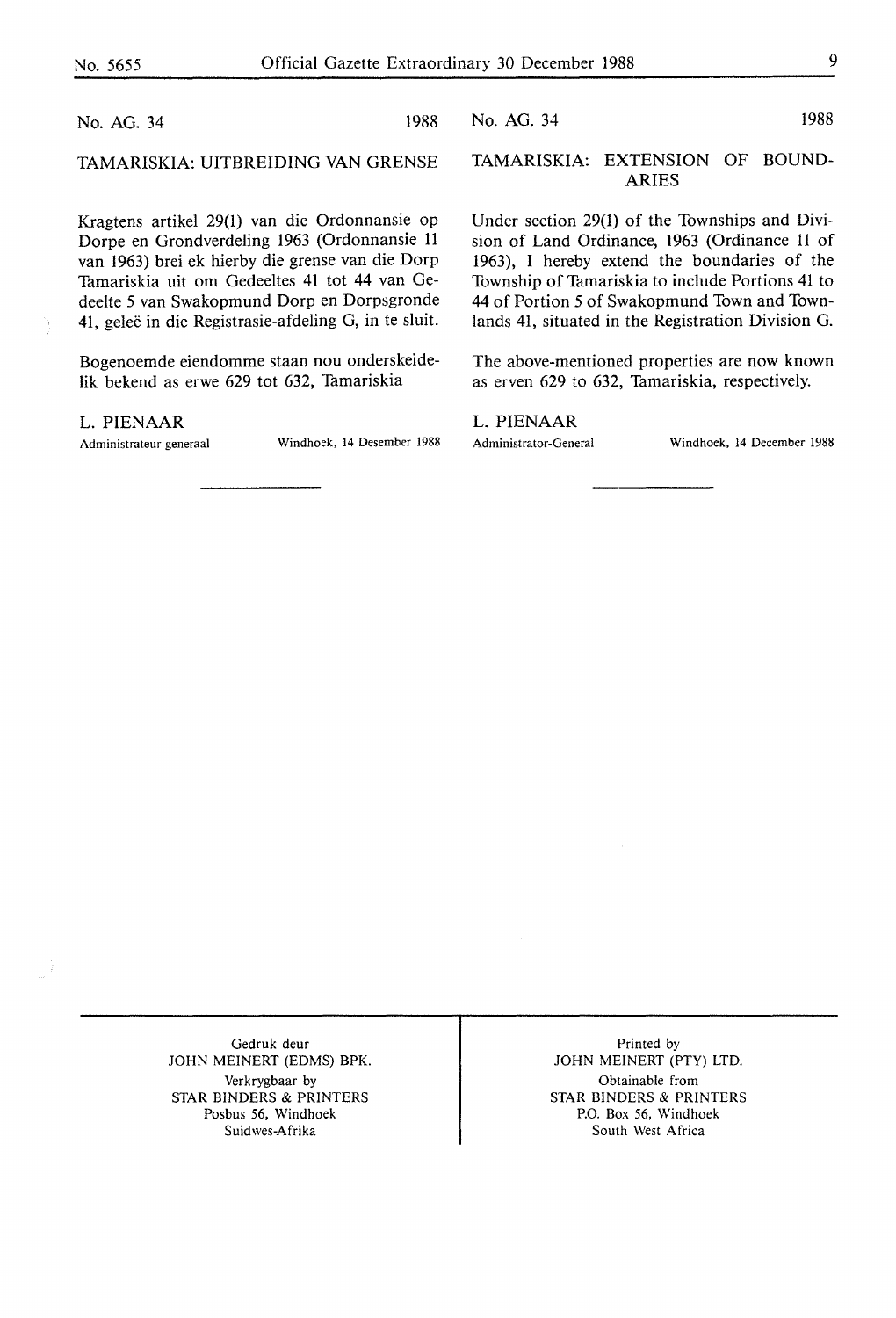No. AG. 34 1988

## TAMARISKIA: UITBREIDING VAN GRENSE

Kragtens artikel 29(1) van die Ordonnansie op Dorpe en Grondverdeling 1963 (Ordonnansie 11 van 1963) brei ek hierby die grense van die Dorp Tamariskia uit om Gedeeltes 41 tot 44 van Gedeelte 5 van Swakopmund Dorp en Dorpsgronde 41, geleë in die Registrasie-afdeling G, in te sluit.

Bogenoemde eiendomme staan nou onderskeidelik bekend as erwe 629 tot 632, Tamariskia

L. PIENAAR

Administrateur-generaal — Windhoek, 14 Desember 1988

---

No. AG. 34 1988

## TAMARISKIA: EXTENSION OF BOUNDARIES

Under section 29(1) of the Townships and Division of Land Ordinance, 1963 (Ordinance 11 of 1963), I hereby extend the boundaries of the Township of Tamariskia to include Portions 41 to 44 of Portion 5 of Swakopmund Town and Townlands 41, situated in the Registration Division G.

The above-mentioned properties are now known as erven 629 to 632, Tamariskia, respectively.

L. PIENAAR

Administrator-General — Windhoek, 14 December 1988

---

Gedruk deur
JOHN MEINERT (EDMS) BPK.
Verkrygbaar by
STAR BINDERS & PRINTERS
Posbus 56, Windhoek
Suidwes-Afrika

Printed by
JOHN MEINERT (PTY) LTD.
Obtainable from
STAR BINDERS & PRINTERS
P.O. Box 56, Windhoek
South West Africa